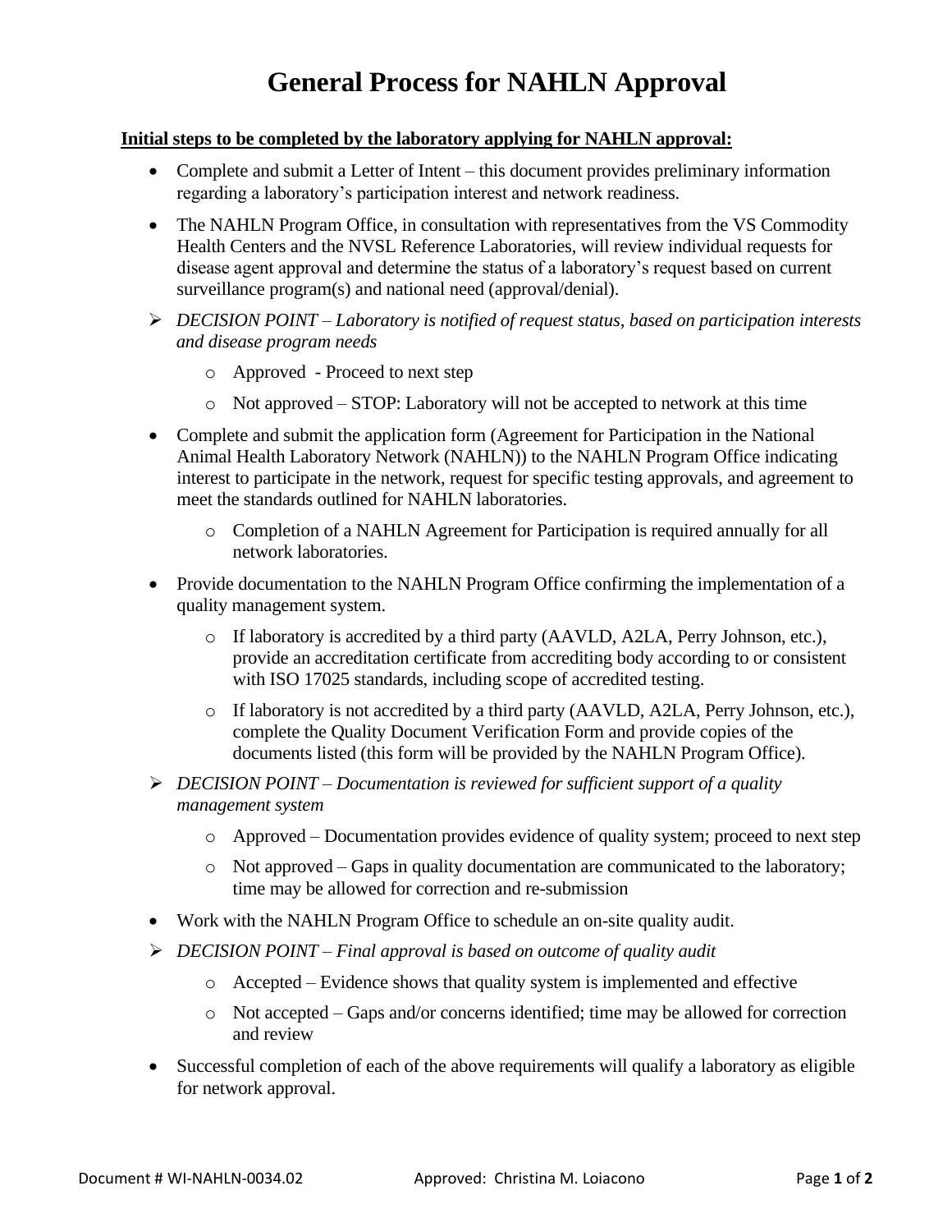# General Process for NAHLN Approval

**Initial steps to be completed by the laboratory applying for NAHLN approval:**

- Complete and submit a Letter of Intent – this document provides preliminary information regarding a laboratory's participation interest and network readiness.
- The NAHLN Program Office, in consultation with representatives from the VS Commodity Health Centers and the NVSL Reference Laboratories, will review individual requests for disease agent approval and determine the status of a laboratory's request based on current surveillance program(s) and national need (approval/denial).

➢ *DECISION POINT – Laboratory is notified of request status, based on participation interests and disease program needs*
  - Approved - Proceed to next step
  - Not approved – STOP: Laboratory will not be accepted to network at this time

- Complete and submit the application form (Agreement for Participation in the National Animal Health Laboratory Network (NAHLN)) to the NAHLN Program Office indicating interest to participate in the network, request for specific testing approvals, and agreement to meet the standards outlined for NAHLN laboratories.
  - Completion of a NAHLN Agreement for Participation is required annually for all network laboratories.
- Provide documentation to the NAHLN Program Office confirming the implementation of a quality management system.
  - If laboratory is accredited by a third party (AAVLD, A2LA, Perry Johnson, etc.), provide an accreditation certificate from accrediting body according to or consistent with ISO 17025 standards, including scope of accredited testing.
  - If laboratory is not accredited by a third party (AAVLD, A2LA, Perry Johnson, etc.), complete the Quality Document Verification Form and provide copies of the documents listed (this form will be provided by the NAHLN Program Office).

➢ *DECISION POINT – Documentation is reviewed for sufficient support of a quality management system*
  - Approved – Documentation provides evidence of quality system; proceed to next step
  - Not approved – Gaps in quality documentation are communicated to the laboratory; time may be allowed for correction and re-submission

- Work with the NAHLN Program Office to schedule an on-site quality audit.

➢ *DECISION POINT – Final approval is based on outcome of quality audit*
  - Accepted – Evidence shows that quality system is implemented and effective
  - Not accepted – Gaps and/or concerns identified; time may be allowed for correction and review

- Successful completion of each of the above requirements will qualify a laboratory as eligible for network approval.

Document # WI-NAHLN-0034.02 Approved: Christina M. Loiacono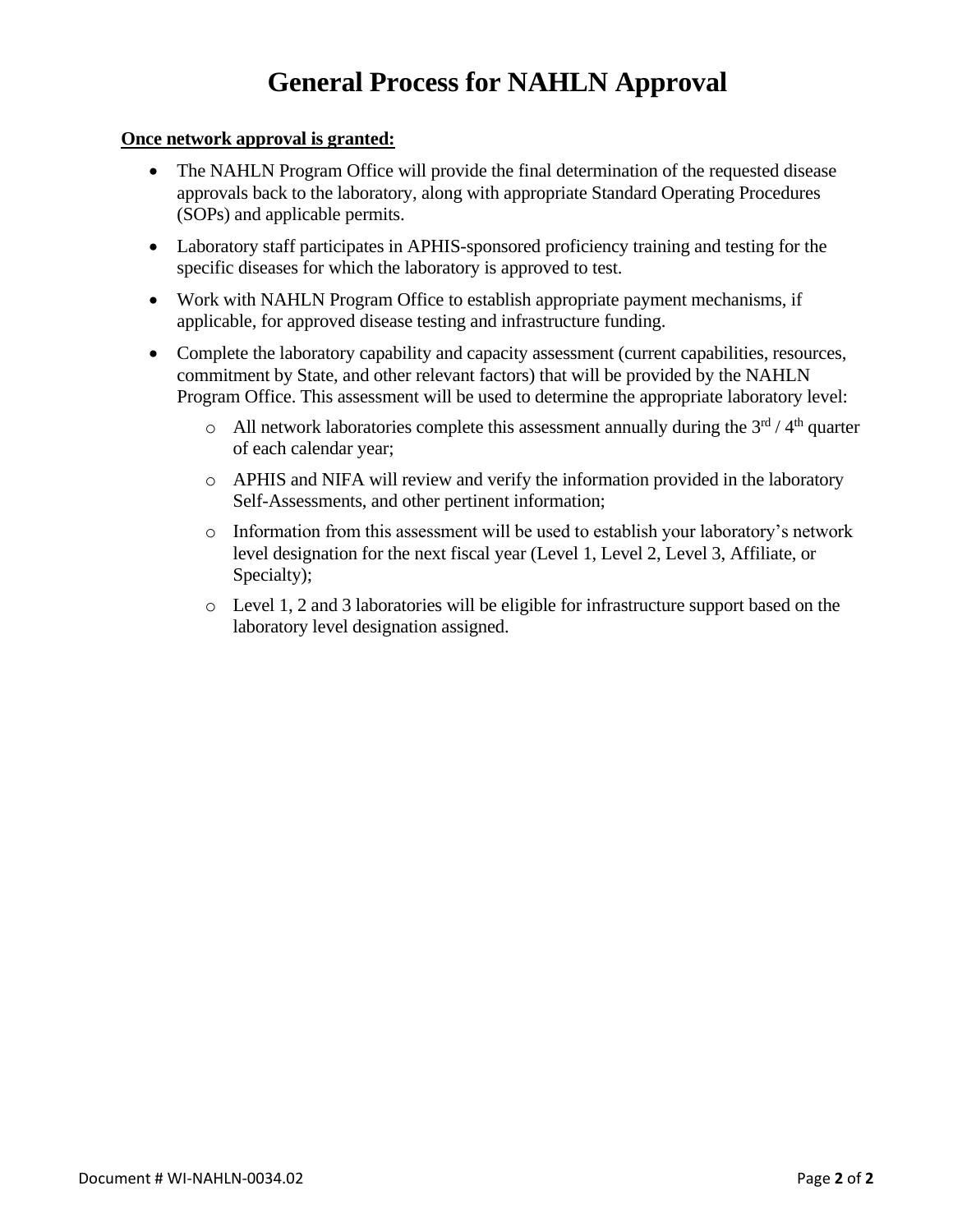# General Process for NAHLN Approval

**Once network approval is granted:**

- The NAHLN Program Office will provide the final determination of the requested disease approvals back to the laboratory, along with appropriate Standard Operating Procedures (SOPs) and applicable permits.
- Laboratory staff participates in APHIS-sponsored proficiency training and testing for the specific diseases for which the laboratory is approved to test.
- Work with NAHLN Program Office to establish appropriate payment mechanisms, if applicable, for approved disease testing and infrastructure funding.
- Complete the laboratory capability and capacity assessment (current capabilities, resources, commitment by State, and other relevant factors) that will be provided by the NAHLN Program Office. This assessment will be used to determine the appropriate laboratory level:
  - All network laboratories complete this assessment annually during the 3rd / 4th quarter of each calendar year;
  - APHIS and NIFA will review and verify the information provided in the laboratory Self-Assessments, and other pertinent information;
  - Information from this assessment will be used to establish your laboratory's network level designation for the next fiscal year (Level 1, Level 2, Level 3, Affiliate, or Specialty);
  - Level 1, 2 and 3 laboratories will be eligible for infrastructure support based on the laboratory level designation assigned.